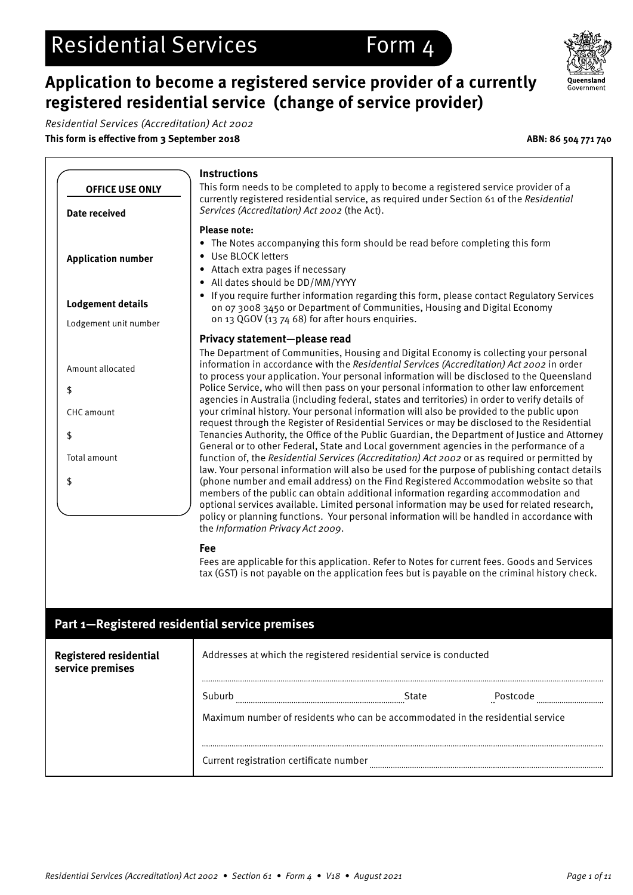# Residential Services Form 4

## Application to become a registered service provider of a currently registered residential service (change of service provider)

*Residential Services (Accreditation) Act 2002*

**This form is effective from 3 September 2018** **ABN: 86 504 771 740**

**OFFICE USE ONLY**

**Date received**

**Application number**

**Lodgement details**

Lodgement unit number

Amount allocated

$

CHC amount

$

Total amount

$

### Instructions

This form needs to be completed to apply to become a registered service provider of a currently registered residential service, as required under Section 61 of the *Residential Services (Accreditation) Act 2002* (the Act).

**Please note:**

- The Notes accompanying this form should be read before completing this form
- Use BLOCK letters
- Attach extra pages if necessary
- All dates should be DD/MM/YYYY
- If you require further information regarding this form, please contact Regulatory Services on 07 3008 3450 or Department of Communities, Housing and Digital Economy on 13 QGOV (13 74 68) for after hours enquiries.

### Privacy statement—please read

The Department of Communities, Housing and Digital Economy is collecting your personal information in accordance with the *Residential Services (Accreditation) Act 2002* in order to process your application. Your personal information will be disclosed to the Queensland Police Service, who will then pass on your personal information to other law enforcement agencies in Australia (including federal, states and territories) in order to verify details of your criminal history. Your personal information will also be provided to the public upon request through the Register of Residential Services or may be disclosed to the Residential Tenancies Authority, the Office of the Public Guardian, the Department of Justice and Attorney General or to other Federal, State and Local government agencies in the performance of a function of, the *Residential Services (Accreditation) Act 2002* or as required or permitted by law. Your personal information will also be used for the purpose of publishing contact details (phone number and email address) on the Find Registered Accommodation website so that members of the public can obtain additional information regarding accommodation and optional services available. Limited personal information may be used for related research, policy or planning functions. Your personal information will be handled in accordance with the *Information Privacy Act 2009*.

### Fee

Fees are applicable for this application. Refer to Notes for current fees. Goods and Services tax (GST) is not payable on the application fees but is payable on the criminal history check.

## Part 1—Registered residential service premises

| | |
|---|---|
| **Registered residential service premises** | Addresses at which the registered residential service is conducted<br>..........<br>Suburb .......... State .......... Postcode ..........<br>Maximum number of residents who can be accommodated in the residential service<br>..........<br>Current registration certificate number .......... |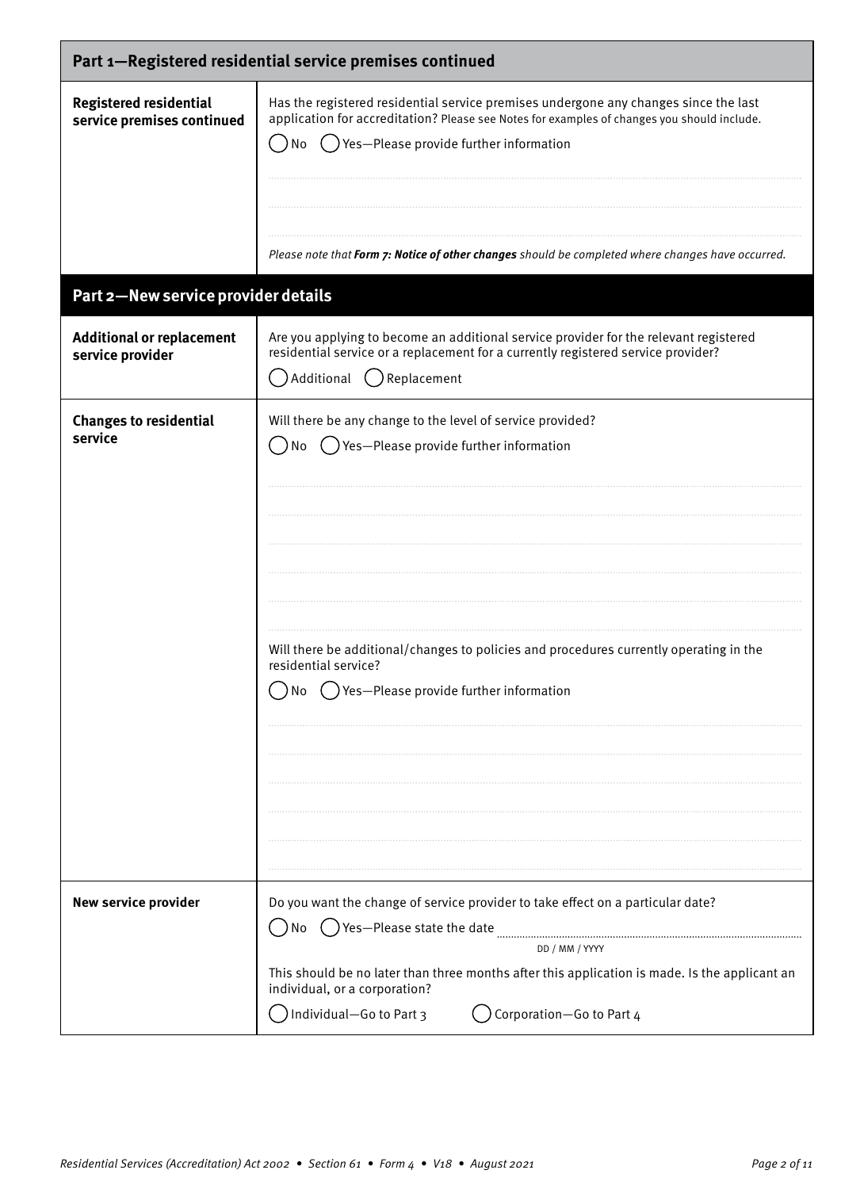## Part 1—Registered residential service premises continued

**Registered residential service premises continued**

Has the registered residential service premises undergone any changes since the last application for accreditation? Please see Notes for examples of changes you should include.

◯ No ◯ Yes—Please provide further information

*Please note that **Form 7: Notice of other changes** should be completed where changes have occurred.*

## Part 2—New service provider details

**Additional or replacement service provider**

Are you applying to become an additional service provider for the relevant registered residential service or a replacement for a currently registered service provider?

◯ Additional ◯ Replacement

**Changes to residential service**

Will there be any change to the level of service provided?

◯ No ◯ Yes—Please provide further information

Will there be additional/changes to policies and procedures currently operating in the residential service?

◯ No ◯ Yes—Please provide further information

**New service provider**

Do you want the change of service provider to take effect on a particular date?

◯ No ◯ Yes—Please state the date ____________ DD / MM / YYYY

This should be no later than three months after this application is made. Is the applicant an individual, or a corporation?

◯ Individual—Go to Part 3 ◯ Corporation—Go to Part 4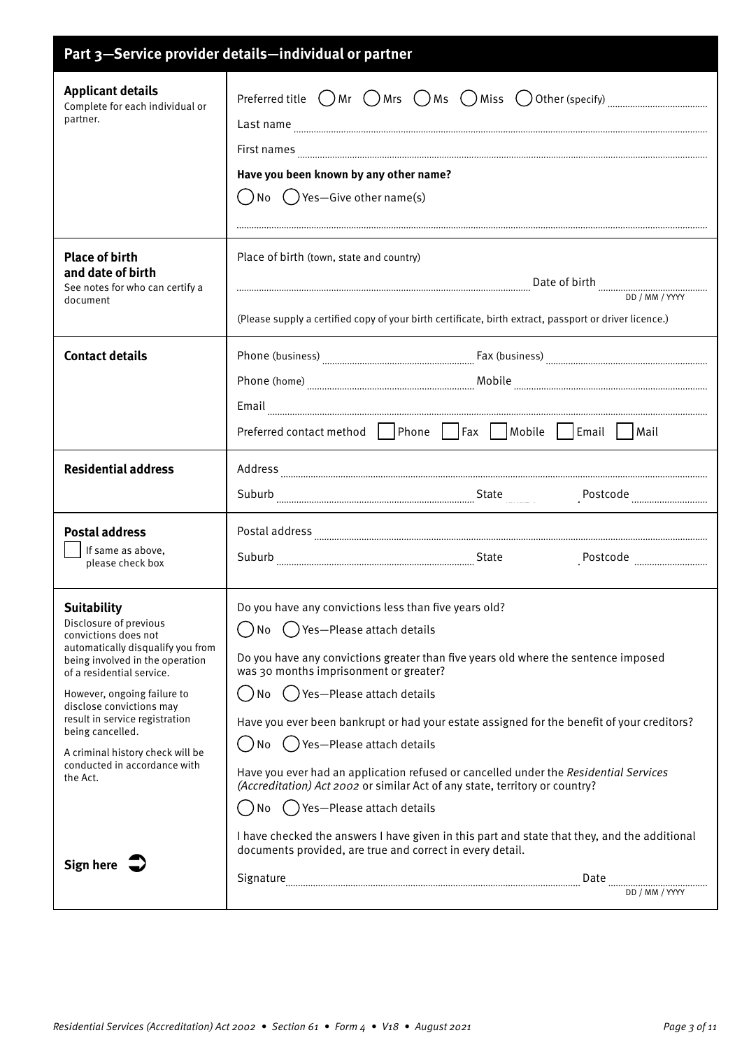## Part 3—Service provider details—individual or partner

### Applicant details

Complete for each individual or partner.

Preferred title ( ) Mr ( ) Mrs ( ) Ms ( ) Miss ( ) Other (specify) ..................

Last name ..................

First names ..................

**Have you been known by any other name?**

( ) No ( ) Yes—Give other name(s)

..................

### Place of birth and date of birth

See notes for who can certify a document

Place of birth (town, state and country)

.................. Date of birth .................. DD / MM / YYYY

(Please supply a certified copy of your birth certificate, birth extract, passport or driver licence.)

### Contact details

Phone (business) .................. Fax (business) ..................

Phone (home) .................. Mobile ..................

Email ..................

Preferred contact method [ ] Phone [ ] Fax [ ] Mobile [ ] Email [ ] Mail

### Residential address

Address ..................

Suburb .................. State .................. Postcode ..................

### Postal address

[ ] If same as above, please check box

Postal address ..................

Suburb .................. State .................. Postcode ..................

### Suitability

Disclosure of previous convictions does not automatically disqualify you from being involved in the operation of a residential service.

However, ongoing failure to disclose convictions may result in service registration being cancelled.

A criminal history check will be conducted in accordance with the Act.

Do you have any convictions less than five years old?

( ) No ( ) Yes—Please attach details

Do you have any convictions greater than five years old where the sentence imposed was 30 months imprisonment or greater?

( ) No ( ) Yes—Please attach details

Have you ever been bankrupt or had your estate assigned for the benefit of your creditors?

( ) No ( ) Yes—Please attach details

Have you ever had an application refused or cancelled under the *Residential Services (Accreditation) Act 2002* or similar Act of any state, territory or country?

( ) No ( ) Yes—Please attach details

I have checked the answers I have given in this part and state that they, and the additional documents provided, are true and correct in every detail.

**Sign here**

Signature .................. Date .................. DD / MM / YYYY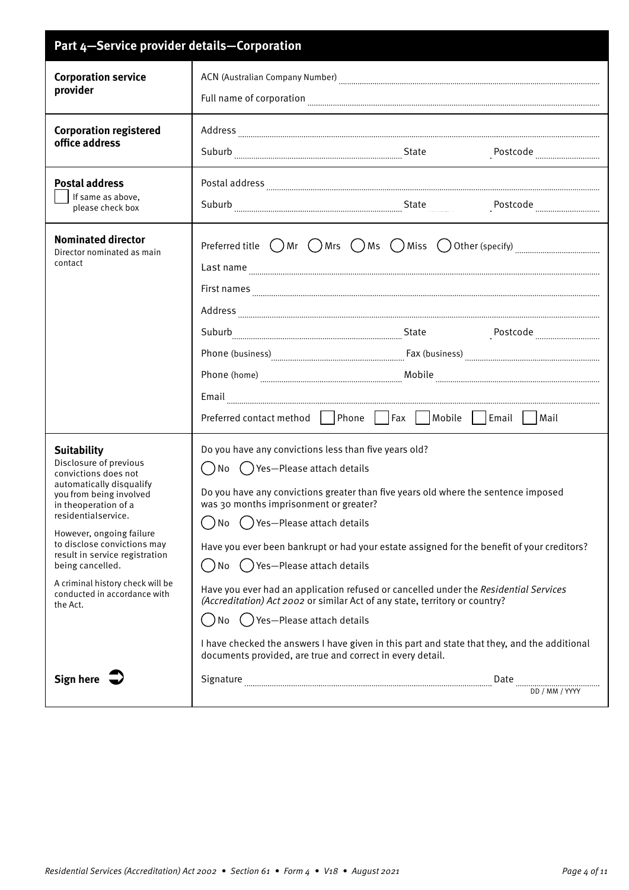## Part 4—Service provider details—Corporation

**Corporation service provider**

ACN (Australian Company Number) ..............................

Full name of corporation ..............................

**Corporation registered office address**

Address ..............................

Suburb .............................. State Postcode ..............................

**Postal address**

☐ If same as above, please check box

Postal address ..............................

Suburb .............................. State Postcode ..............................

**Nominated director**
Director nominated as main contact

Preferred title ◯ Mr ◯ Mrs ◯ Ms ◯ Miss ◯ Other (specify) ..............................

Last name ..............................

First names ..............................

Address ..............................

Suburb .............................. State Postcode ..............................

Phone (business) .............................. Fax (business) ..............................

Phone (home) .............................. Mobile ..............................

Email ..............................

Preferred contact method ☐ Phone ☐ Fax ☐ Mobile ☐ Email ☐ Mail

**Suitability**
Disclosure of previous convictions does not automatically disqualify you from being involved in theoperation of a residentialservice.

However, ongoing failure to disclose convictions may result in service registration being cancelled.

A criminal history check will be conducted in accordance with the Act.

Do you have any convictions less than five years old?

◯ No ◯ Yes—Please attach details

Do you have any convictions greater than five years old where the sentence imposed was 30 months imprisonment or greater?

◯ No ◯ Yes—Please attach details

Have you ever been bankrupt or had your estate assigned for the benefit of your creditors?

◯ No ◯ Yes—Please attach details

Have you ever had an application refused or cancelled under the *Residential Services (Accreditation) Act 2002* or similar Act of any state, territory or country?

◯ No ◯ Yes—Please attach details

I have checked the answers I have given in this part and state that they, and the additional documents provided, are true and correct in every detail.

**Sign here** ➲

Signature .............................. Date .............................. DD / MM / YYYY

*Residential Services (Accreditation) Act 2002 • Section 61 • Form 4 • V18 • August 2021*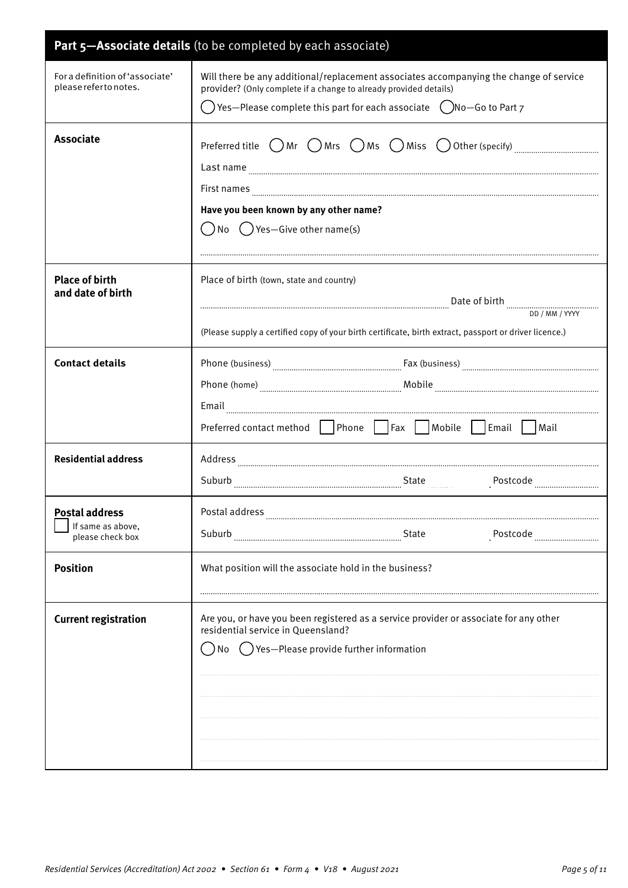## Part 5—Associate details (to be completed by each associate)

| | |
|---|---|
| For a definition of 'associate' please refer to notes. | Will there be any additional/replacement associates accompanying the change of service provider? (Only complete if a change to already provided details)<br>◯ Yes—Please complete this part for each associate ◯ No—Go to Part 7 |
| **Associate** | Preferred title ◯ Mr ◯ Mrs ◯ Ms ◯ Miss ◯ Other (specify) ..........<br>Last name ..........<br>First names ..........<br>**Have you been known by any other name?**<br>◯ No ◯ Yes—Give other name(s)<br>.......... |
| **Place of birth and date of birth** | Place of birth (town, state and country)<br>.......... Date of birth .......... DD / MM / YYYY<br>(Please supply a certified copy of your birth certificate, birth extract, passport or driver licence.) |
| **Contact details** | Phone (business) .......... Fax (business) ..........<br>Phone (home) .......... Mobile ..........<br>Email ..........<br>Preferred contact method ☐ Phone ☐ Fax ☐ Mobile ☐ Email ☐ Mail |
| **Residential address** | Address ..........<br>Suburb .......... State .......... Postcode .......... |
| **Postal address**<br>☐ If same as above, please check box | Postal address ..........<br>Suburb .......... State .......... Postcode .......... |
| **Position** | What position will the associate hold in the business?<br>.......... |
| **Current registration** | Are you, or have you been registered as a service provider or associate for any other residential service in Queensland?<br>◯ No ◯ Yes—Please provide further information<br>..........<br>..........<br>..........<br>..........<br>.......... |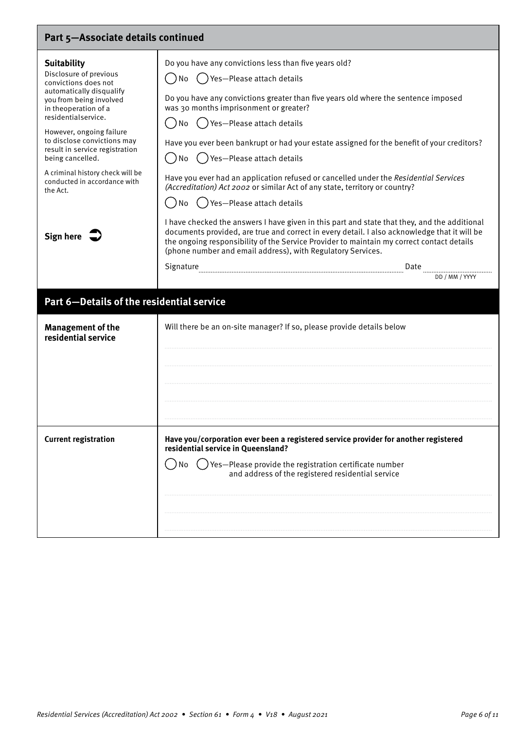## Part 5—Associate details continued

**Suitability**

Disclosure of previous convictions does not automatically disqualify you from being involved in theoperation of a residentialservice.

However, ongoing failure to disclose convictions may result in service registration being cancelled.

A criminal history check will be conducted in accordance with the Act.

Do you have any convictions less than five years old?

◯ No ◯ Yes—Please attach details

Do you have any convictions greater than five years old where the sentence imposed was 30 months imprisonment or greater?

◯ No ◯ Yes—Please attach details

Have you ever been bankrupt or had your estate assigned for the benefit of your creditors?

◯ No ◯ Yes—Please attach details

Have you ever had an application refused or cancelled under the *Residential Services (Accreditation) Act 2002* or similar Act of any state, territory or country?

◯ No ◯ Yes—Please attach details

**Sign here** ➲

I have checked the answers I have given in this part and state that they, and the additional documents provided, are true and correct in every detail. I also acknowledge that it will be the ongoing responsibility of the Service Provider to maintain my correct contact details (phone number and email address), with Regulatory Services.

Signature .................................................. Date ..................
DD / MM / YYYY

## Part 6—Details of the residential service

**Management of the residential service**

Will there be an on-site manager? If so, please provide details below

..................................................

..................................................

..................................................

..................................................

..................................................

**Current registration**

**Have you/corporation ever been a registered service provider for another registered residential service in Queensland?**

◯ No ◯ Yes—Please provide the registration certificate number and address of the registered residential service

..................................................

..................................................

..................................................

*Residential Services (Accreditation) Act 2002 • Section 61 • Form 4 • V18 • August 2021*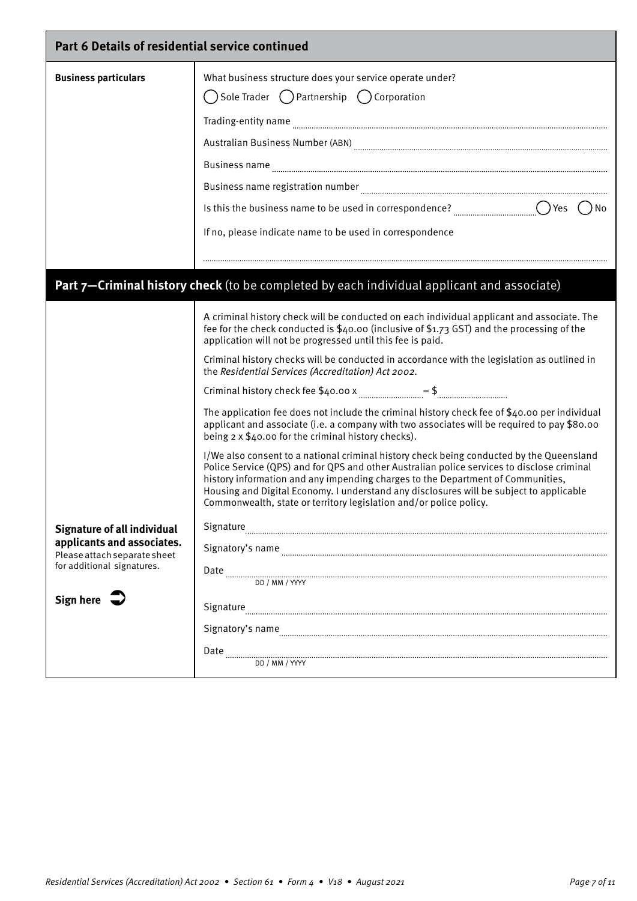## Part 6 Details of residential service continued

**Business particulars**

What business structure does your service operate under?

◯ Sole Trader ◯ Partnership ◯ Corporation

Trading-entity name ........................................

Australian Business Number (ABN) ........................................

Business name ........................................

Business name registration number ........................................

Is this the business name to be used in correspondence? .................. ◯ Yes ◯ No

If no, please indicate name to be used in correspondence

........................................

## Part 7—Criminal history check (to be completed by each individual applicant and associate)

A criminal history check will be conducted on each individual applicant and associate. The fee for the check conducted is $40.00 (inclusive of $1.73 GST) and the processing of the application will not be progressed until this fee is paid.

Criminal history checks will be conducted in accordance with the legislation as outlined in the *Residential Services (Accreditation) Act 2002*.

Criminal history check fee $40.00 x .................. = $..................

The application fee does not include the criminal history check fee of $40.00 per individual applicant and associate (i.e. a company with two associates will be required to pay $80.00 being 2 x $40.00 for the criminal history checks).

I/We also consent to a national criminal history check being conducted by the Queensland Police Service (QPS) and for QPS and other Australian police services to disclose criminal history information and any impending charges to the Department of Communities, Housing and Digital Economy. I understand any disclosures will be subject to applicable Commonwealth, state or territory legislation and/or police policy.

**Signature of all individual applicants and associates.**
Please attach separate sheet for additional signatures.

**Sign here** ➲

Signature ........................................

Signatory's name ........................................

Date ........................................
DD / MM / YYYY

Signature ........................................

Signatory's name ........................................

Date ........................................
DD / MM / YYYY

*Residential Services (Accreditation) Act 2002* • *Section 61* • *Form 4* • *V18* • *August 2021*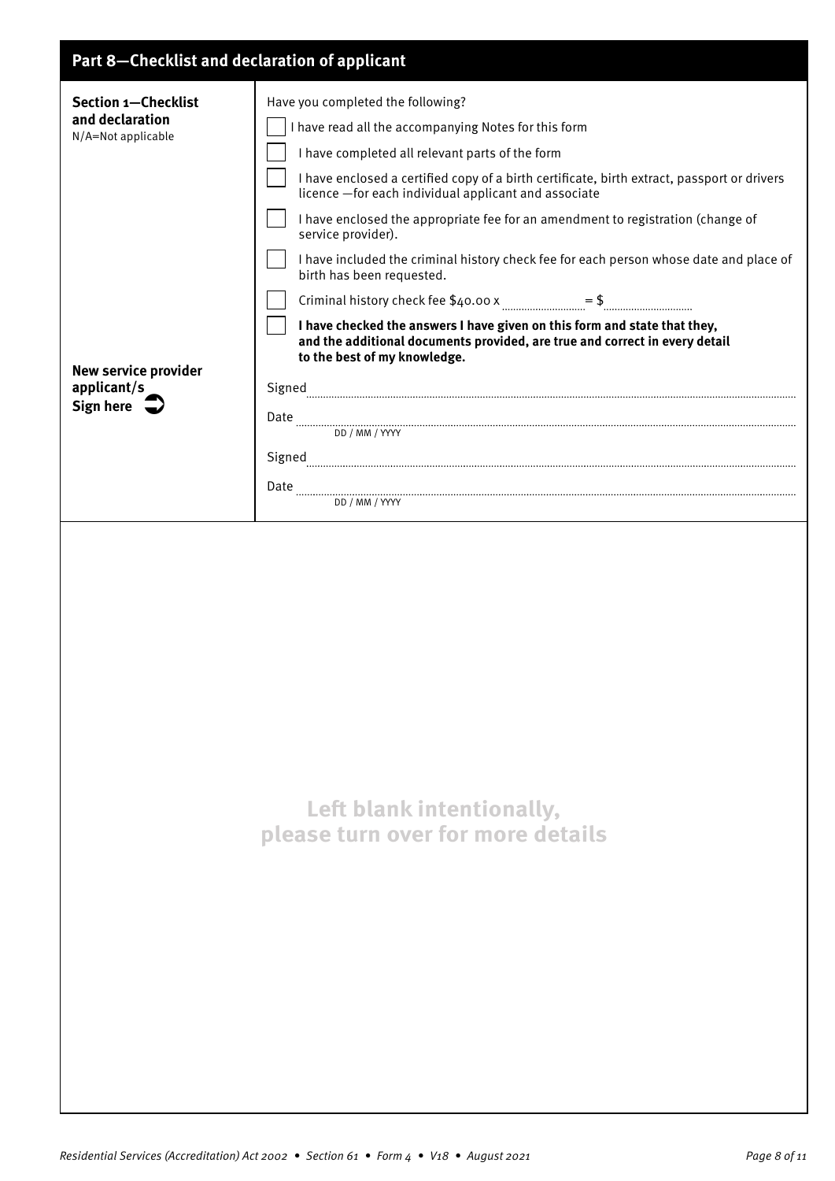## Part 8—Checklist and declaration of applicant

**Section 1—Checklist and declaration**
N/A=Not applicable

Have you completed the following?

- ☐ I have read all the accompanying Notes for this form
- ☐ I have completed all relevant parts of the form
- ☐ I have enclosed a certified copy of a birth certificate, birth extract, passport or drivers licence —for each individual applicant and associate
- ☐ I have enclosed the appropriate fee for an amendment to registration (change of service provider).
- ☐ I have included the criminal history check fee for each person whose date and place of birth has been requested.
- ☐ Criminal history check fee $40.00 x .............. = $ ..............
- ☐ **I have checked the answers I have given on this form and state that they, and the additional documents provided, are true and correct in every detail to the best of my knowledge.**

**New service provider applicant/s**
**Sign here** ➲

Signed ..............................................................

Date .............................................................. DD / MM / YYYY

Signed ..............................................................

Date .............................................................. DD / MM / YYYY

**Left blank intentionally, please turn over for more details**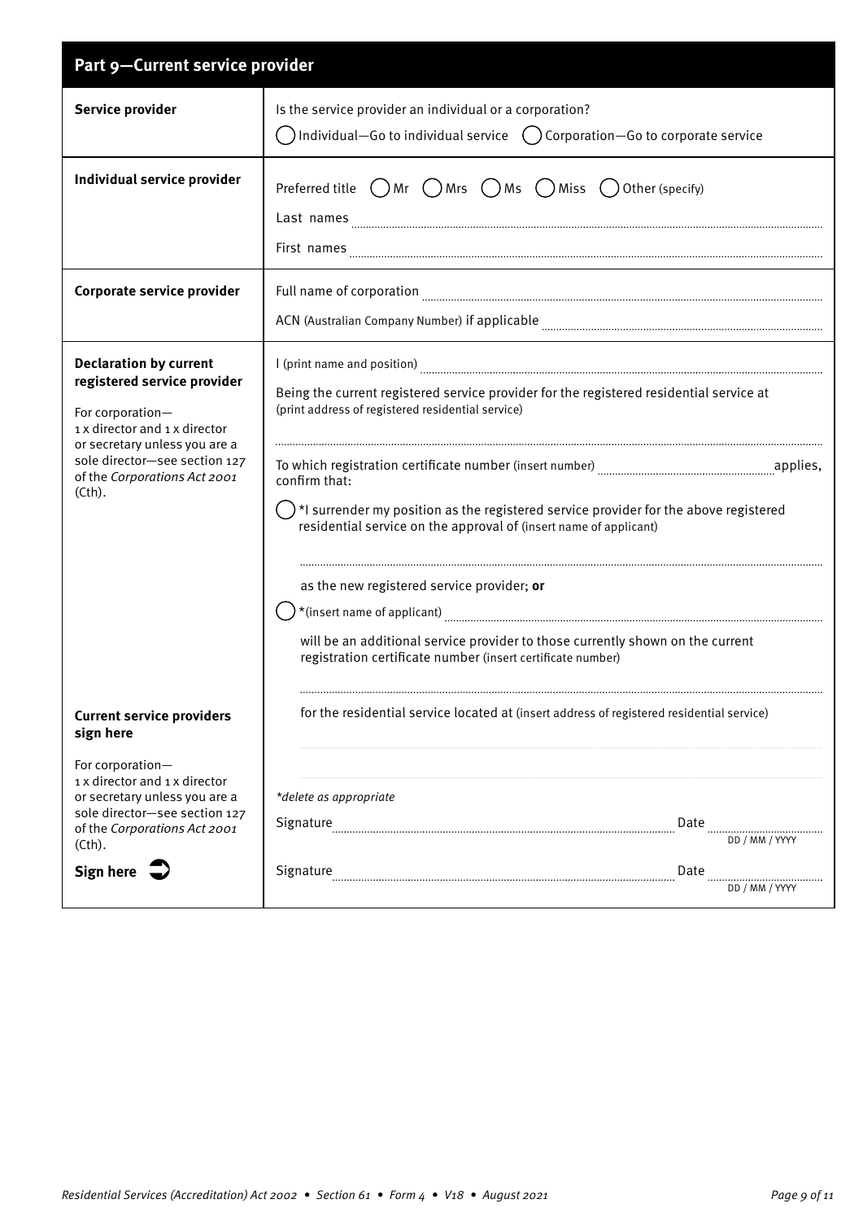## Part 9—Current service provider

| | |
|---|---|
| **Service provider** | Is the service provider an individual or a corporation?<br>◯ Individual—Go to individual service ◯ Corporation—Go to corporate service |
| **Individual service provider** | Preferred title ◯ Mr ◯ Mrs ◯ Ms ◯ Miss ◯ Other (specify)<br>Last names ..........<br>First names .......... |
| **Corporate service provider** | Full name of corporation ..........<br>ACN (Australian Company Number) if applicable .......... |
| **Declaration by current registered service provider**<br><br>For corporation—1 x director and 1 x director or secretary unless you are a sole director—see section 127 of the *Corporations Act 2001* (Cth). | I (print name and position) ..........<br>Being the current registered service provider for the registered residential service at (print address of registered residential service)<br>..........<br>To which registration certificate number (insert number) .......... applies, confirm that:<br>◯ *I surrender my position as the registered service provider for the above registered residential service on the approval of (insert name of applicant)<br>..........<br>as the new registered service provider; **or**<br>◯ *(insert name of applicant) ..........<br>will be an additional service provider to those currently shown on the current registration certificate number (insert certificate number)<br>..........<br>for the residential service located at (insert address of registered residential service)<br>..........<br>.......... |
| **Current service providers sign here**<br><br>For corporation—1 x director and 1 x director or secretary unless you are a sole director—see section 127 of the *Corporations Act 2001* (Cth).<br><br>**Sign here** ➲ | *\*delete as appropriate*<br>Signature .......... Date .......... DD / MM / YYYY<br>Signature .......... Date .......... DD / MM / YYYY |

*Residential Services (Accreditation) Act 2002 • Section 61 • Form 4 • V18 • August 2021*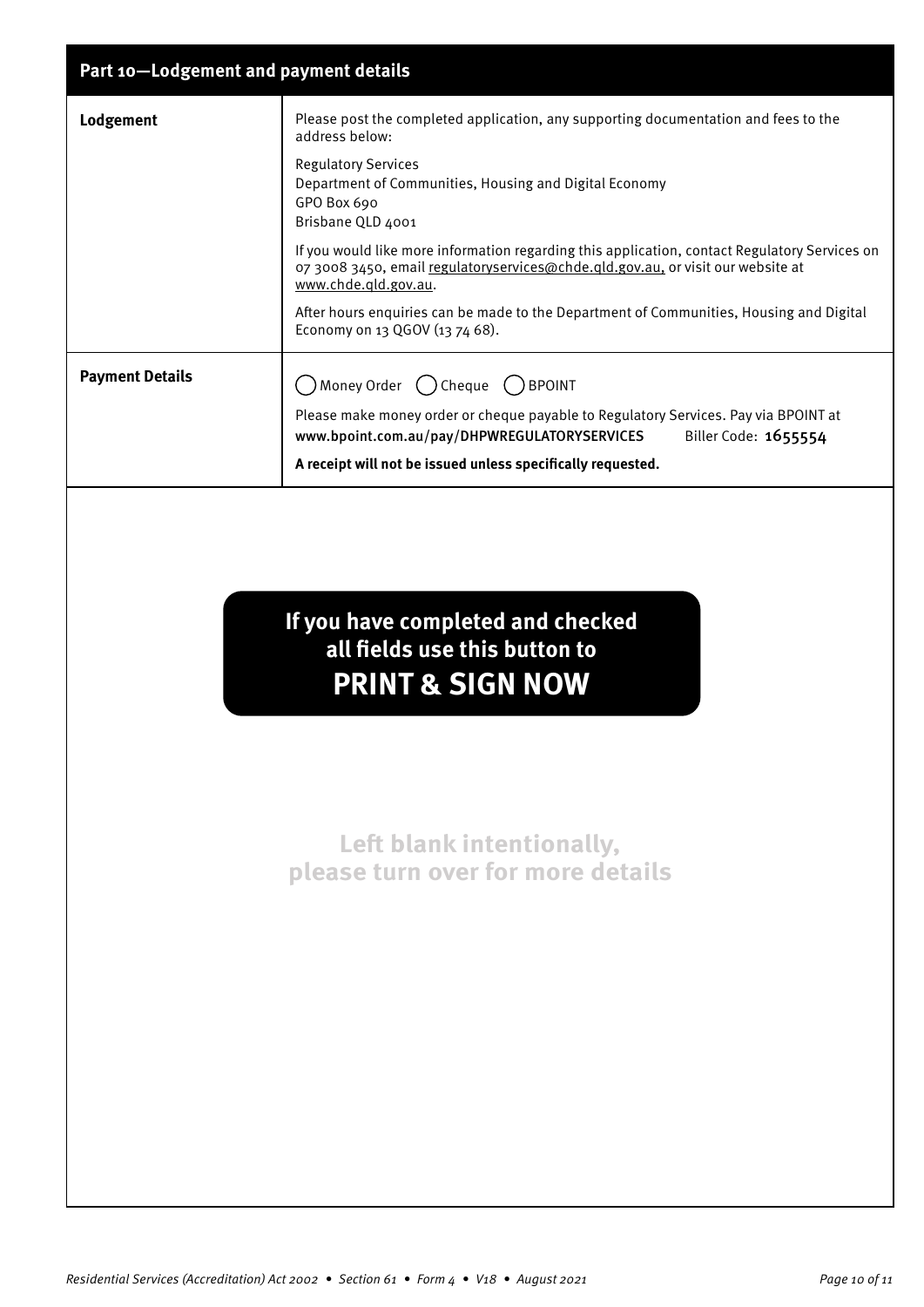## Part 10—Lodgement and payment details

| | |
|---|---|
| **Lodgement** | Please post the completed application, any supporting documentation and fees to the address below:<br><br>Regulatory Services<br>Department of Communities, Housing and Digital Economy<br>GPO Box 690<br>Brisbane QLD 4001<br><br>If you would like more information regarding this application, contact Regulatory Services on 07 3008 3450, email regulatoryservices@chde.qld.gov.au, or visit our website at www.chde.qld.gov.au.<br><br>After hours enquiries can be made to the Department of Communities, Housing and Digital Economy on 13 QGOV (13 74 68). |
| **Payment Details** | ◯ Money Order ◯ Cheque ◯ BPOINT<br><br>Please make money order or cheque payable to Regulatory Services. Pay via BPOINT at **www.bpoint.com.au/pay/DHPWREGULATORYSERVICES** Biller Code: **1655554**<br><br>**A receipt will not be issued unless specifically requested.** |

**If you have completed and checked all fields use this button to PRINT & SIGN NOW**

**Left blank intentionally, please turn over for more details**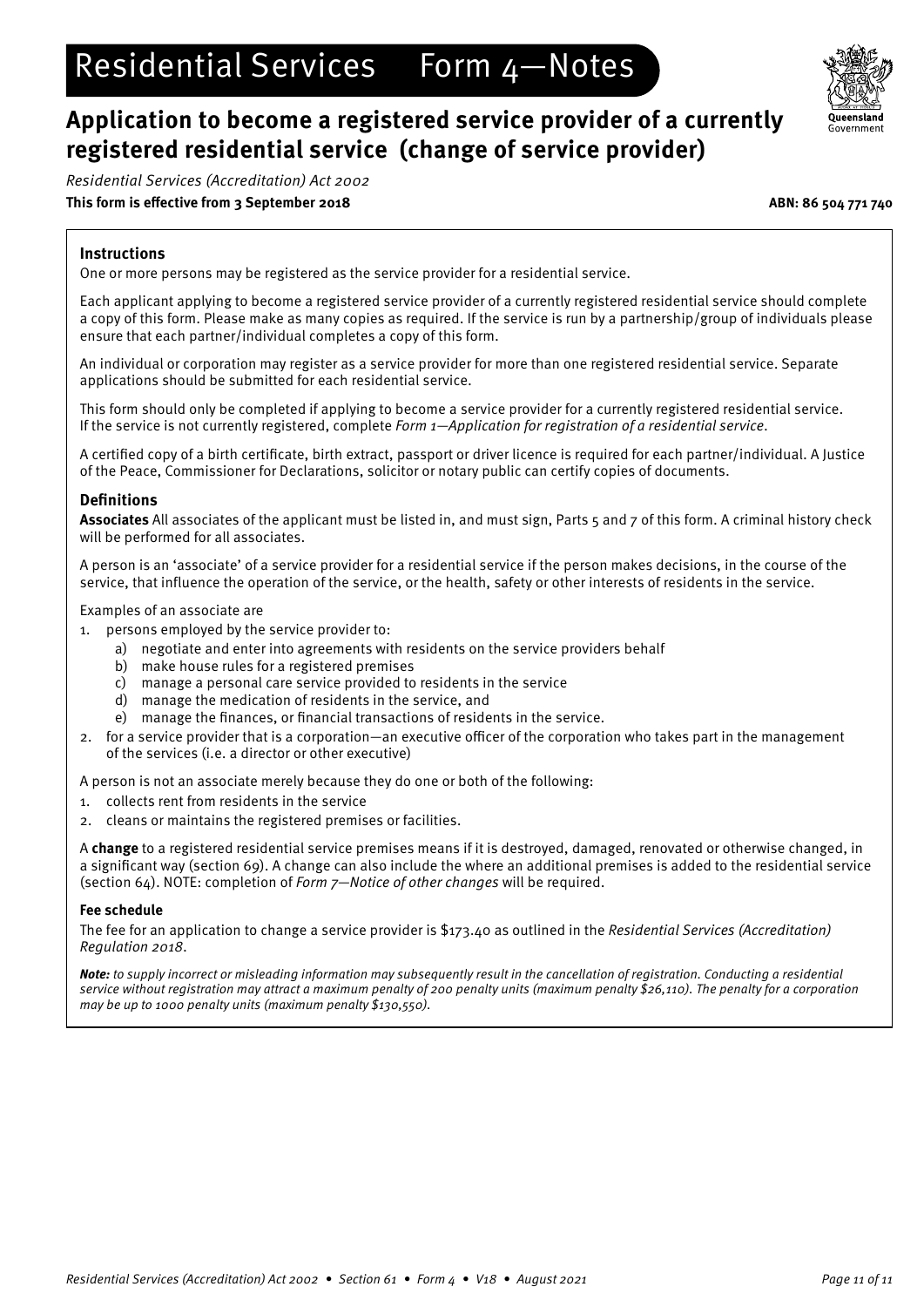# Residential Services Form 4—Notes

## Application to become a registered service provider of a currently registered residential service (change of service provider)

*Residential Services (Accreditation) Act 2002*

**This form is effective from 3 September 2018** **ABN: 86 504 771 740**

### Instructions

One or more persons may be registered as the service provider for a residential service.

Each applicant applying to become a registered service provider of a currently registered residential service should complete a copy of this form. Please make as many copies as required. If the service is run by a partnership/group of individuals please ensure that each partner/individual completes a copy of this form.

An individual or corporation may register as a service provider for more than one registered residential service. Separate applications should be submitted for each residential service.

This form should only be completed if applying to become a service provider for a currently registered residential service. If the service is not currently registered, complete *Form 1—Application for registration of a residential service*.

A certified copy of a birth certificate, birth extract, passport or driver licence is required for each partner/individual. A Justice of the Peace, Commissioner for Declarations, solicitor or notary public can certify copies of documents.

### Definitions

**Associates** All associates of the applicant must be listed in, and must sign, Parts 5 and 7 of this form. A criminal history check will be performed for all associates.

A person is an 'associate' of a service provider for a residential service if the person makes decisions, in the course of the service, that influence the operation of the service, or the health, safety or other interests of residents in the service.

Examples of an associate are

1. persons employed by the service provider to:
   a) negotiate and enter into agreements with residents on the service providers behalf
   b) make house rules for a registered premises
   c) manage a personal care service provided to residents in the service
   d) manage the medication of residents in the service, and
   e) manage the finances, or financial transactions of residents in the service.
2. for a service provider that is a corporation—an executive officer of the corporation who takes part in the management of the services (i.e. a director or other executive)

A person is not an associate merely because they do one or both of the following:

1. collects rent from residents in the service
2. cleans or maintains the registered premises or facilities.

A **change** to a registered residential service premises means if it is destroyed, damaged, renovated or otherwise changed, in a significant way (section 69). A change can also include the where an additional premises is added to the residential service (section 64). NOTE: completion of *Form 7—Notice of other changes* will be required.

### Fee schedule

The fee for an application to change a service provider is $173.40 as outlined in the *Residential Services (Accreditation) Regulation 2018*.

***Note:*** *to supply incorrect or misleading information may subsequently result in the cancellation of registration. Conducting a residential service without registration may attract a maximum penalty of 200 penalty units (maximum penalty $26,110). The penalty for a corporation may be up to 1000 penalty units (maximum penalty $130,550).*